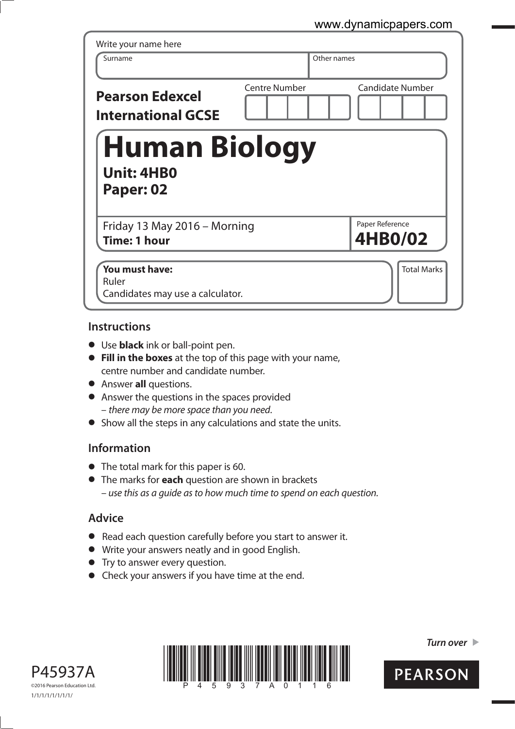Write your name here

| Surname | Other names |
|---|---|
| | |

**Pearson Edexcel International GCSE**

| Centre Number | Candidate Number |
|---|---|
| | |

# Human Biology

**Unit: 4HB0**
**Paper: 02**

Friday 13 May 2016 – Morning
**Time: 1 hour**

Paper Reference
**4HB0/02**

**You must have:**
Ruler
Candidates may use a calculator.

Total Marks

## Instructions

- Use **black** ink or ball-point pen.
- **Fill in the boxes** at the top of this page with your name, centre number and candidate number.
- Answer **all** questions.
- Answer the questions in the spaces provided
  – *there may be more space than you need*.
- Show all the steps in any calculations and state the units.

## Information

- The total mark for this paper is 60.
- The marks for **each** question are shown in brackets
  – *use this as a guide as to how much time to spend on each question.*

## Advice

- Read each question carefully before you start to answer it.
- Write your answers neatly and in good English.
- Try to answer every question.
- Check your answers if you have time at the end.

P45937A
©2016 Pearson Education Ltd.
1/1/1/1/1/1/1/1/

*Turn over* ▶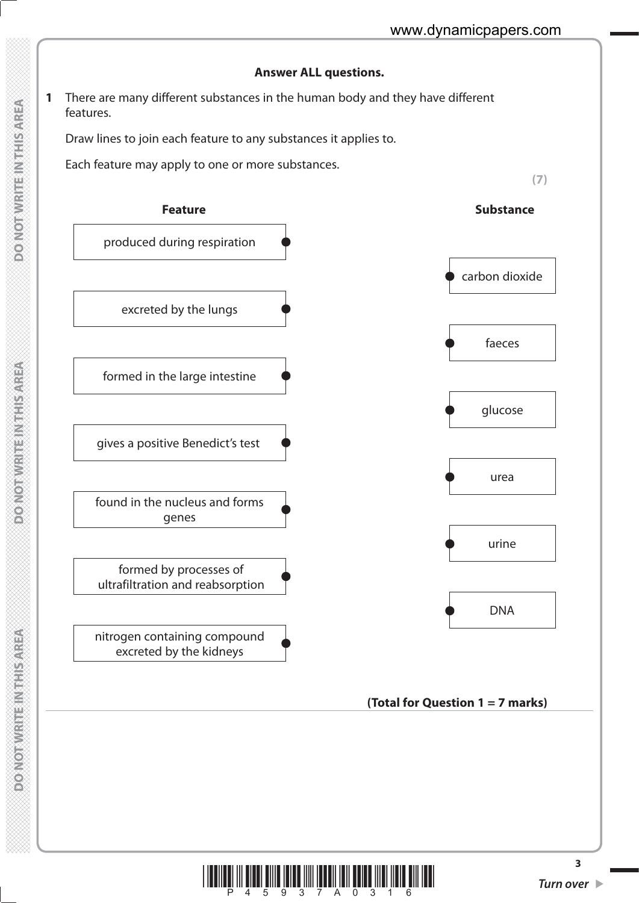**Answer ALL questions.**

**1** There are many different substances in the human body and they have different features.

Draw lines to join each feature to any substances it applies to.

Each feature may apply to one or more substances.

**(7)**

| Feature | Substance |
|---|---|
| produced during respiration | |
| | carbon dioxide |
| excreted by the lungs | |
| | faeces |
| formed in the large intestine | |
| | glucose |
| gives a positive Benedict's test | |
| | urea |
| found in the nucleus and forms genes | |
| | urine |
| formed by processes of ultrafiltration and reabsorption | |
| | DNA |
| nitrogen containing compound excreted by the kidneys | |

**(Total for Question 1 = 7 marks)**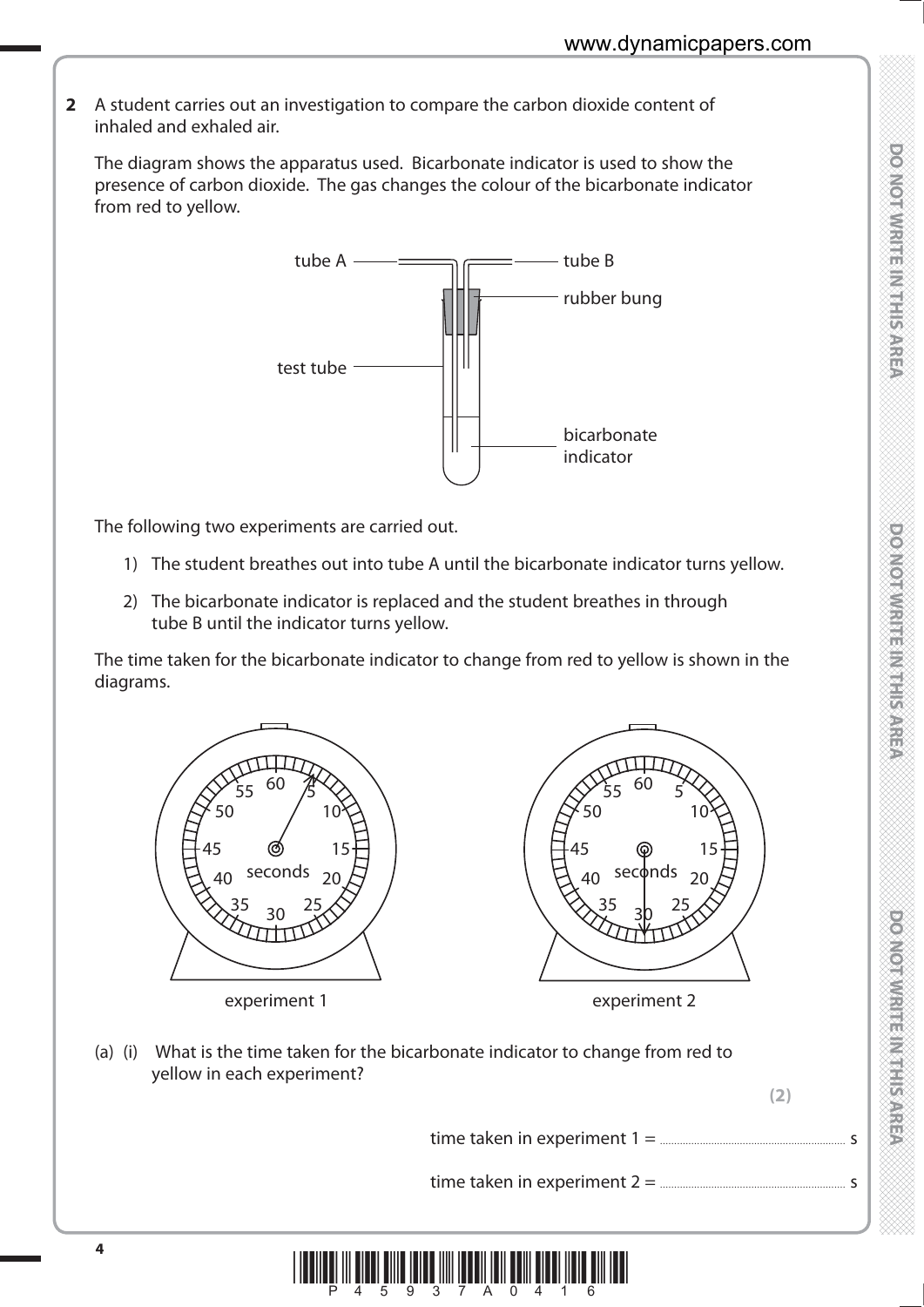**2** A student carries out an investigation to compare the carbon dioxide content of inhaled and exhaled air.

The diagram shows the apparatus used. Bicarbonate indicator is used to show the presence of carbon dioxide. The gas changes the colour of the bicarbonate indicator from red to yellow.

tube A — tube B — rubber bung — test tube — bicarbonate indicator

The following two experiments are carried out.

1) The student breathes out into tube A until the bicarbonate indicator turns yellow.

2) The bicarbonate indicator is replaced and the student breathes in through tube B until the indicator turns yellow.

The time taken for the bicarbonate indicator to change from red to yellow is shown in the diagrams.

experiment 1

experiment 2

(a) (i) What is the time taken for the bicarbonate indicator to change from red to yellow in each experiment?

**(2)**

time taken in experiment 1 = ........................................ s

time taken in experiment 2 = ........................................ s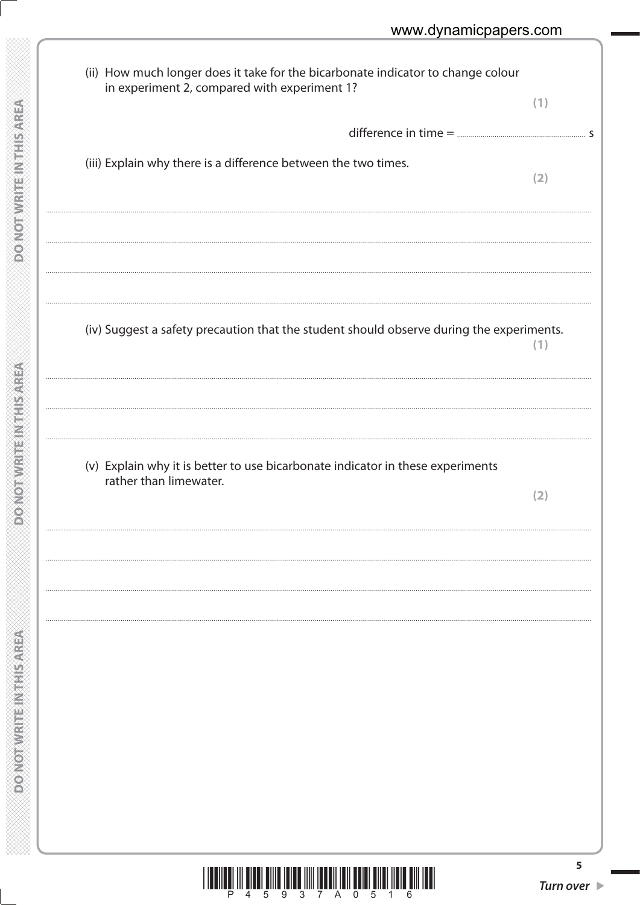(ii) How much longer does it take for the bicarbonate indicator to change colour in experiment 2, compared with experiment 1?

**(1)**

difference in time = .................................................. s

(iii) Explain why there is a difference between the two times.

**(2)**

..........................................................................................................................................

..........................................................................................................................................

..........................................................................................................................................

..........................................................................................................................................

(iv) Suggest a safety precaution that the student should observe during the experiments.

**(1)**

..........................................................................................................................................

..........................................................................................................................................

..........................................................................................................................................

(v) Explain why it is better to use bicarbonate indicator in these experiments rather than limewater.

**(2)**

..........................................................................................................................................

..........................................................................................................................................

..........................................................................................................................................

..........................................................................................................................................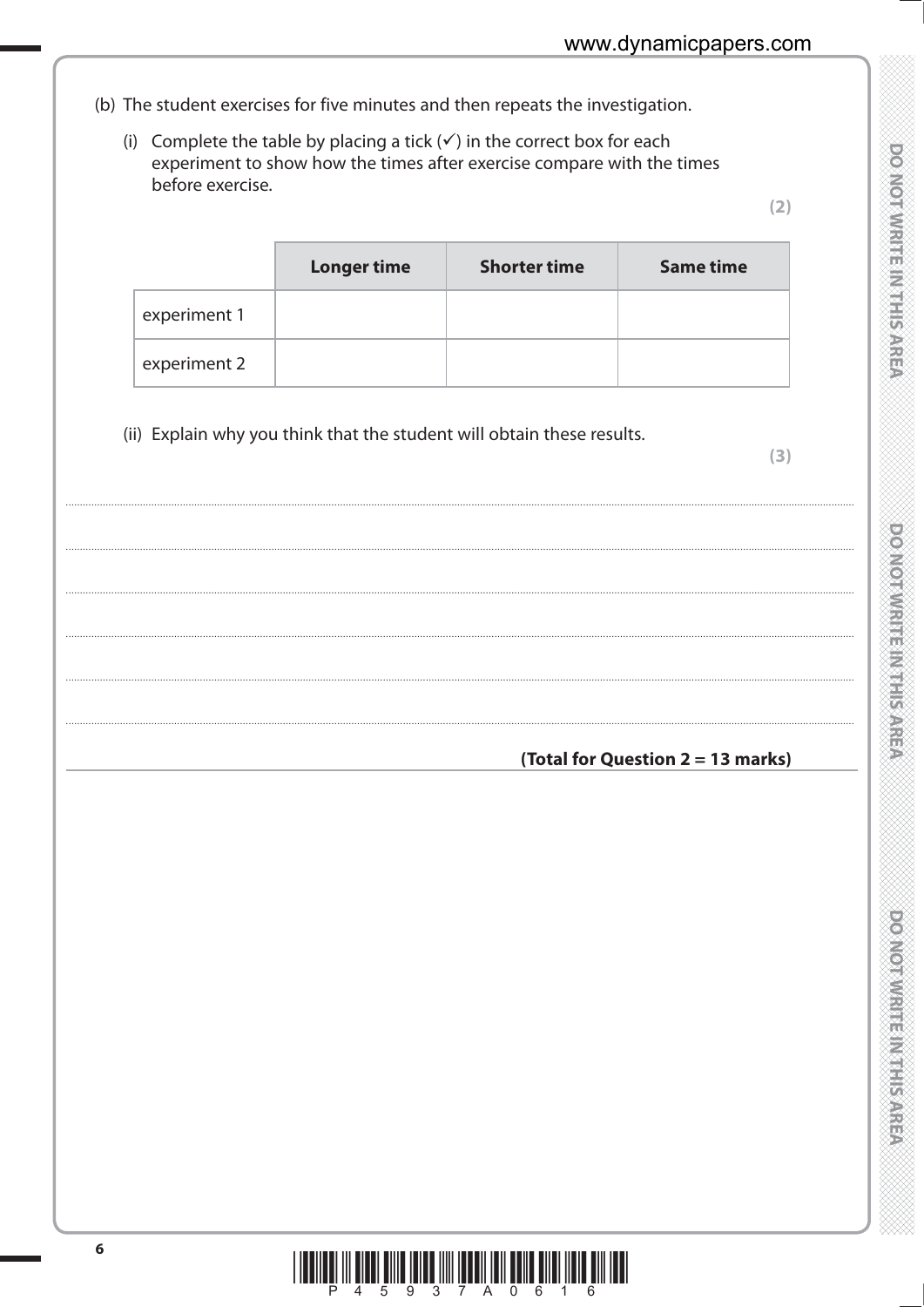(b) The student exercises for five minutes and then repeats the investigation.

(i) Complete the table by placing a tick (✓) in the correct box for each experiment to show how the times after exercise compare with the times before exercise.

**(2)**

| | **Longer time** | **Shorter time** | **Same time** |
|---|---|---|---|
| experiment 1 | | | |
| experiment 2 | | | |

(ii) Explain why you think that the student will obtain these results.

**(3)**

.......................................................................................................................................................................................

.......................................................................................................................................................................................

.......................................................................................................................................................................................

.......................................................................................................................................................................................

.......................................................................................................................................................................................

.......................................................................................................................................................................................

**(Total for Question 2 = 13 marks)**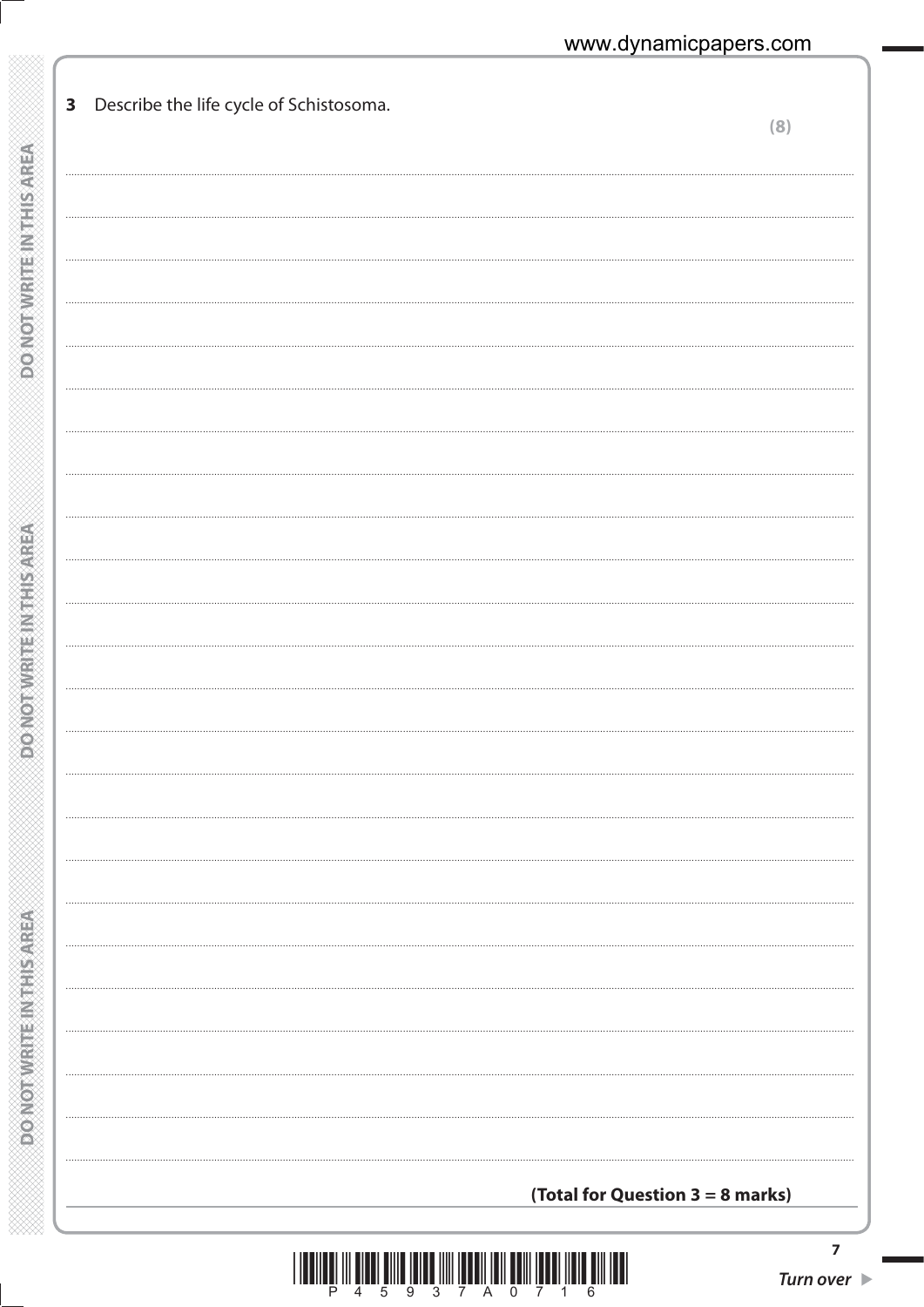**3** Describe the life cycle of Schistosoma.

**(8)**

**(Total for Question 3 = 8 marks)**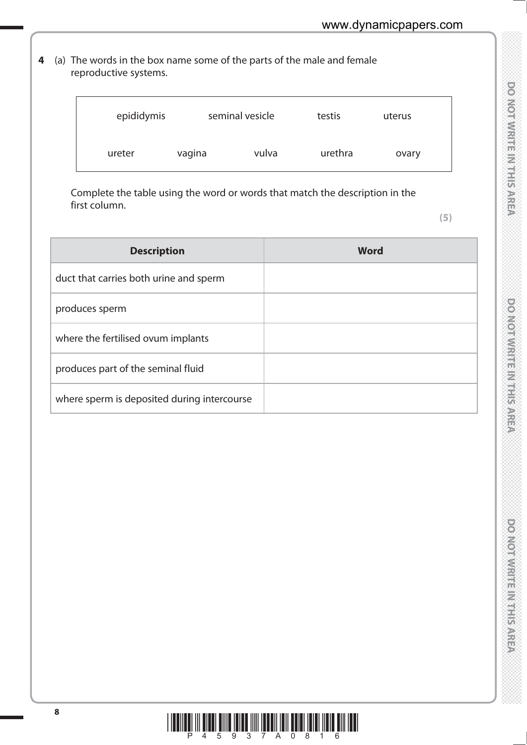**4** (a) The words in the box name some of the parts of the male and female reproductive systems.

| epididymis | seminal vesicle | testis | uterus | |
|---|---|---|---|---|
| ureter | vagina | vulva | urethra | ovary |

Complete the table using the word or words that match the description in the first column.

**(5)**

| **Description** | **Word** |
|---|---|
| duct that carries both urine and sperm | |
| produces sperm | |
| where the fertilised ovum implants | |
| produces part of the seminal fluid | |
| where sperm is deposited during intercourse | |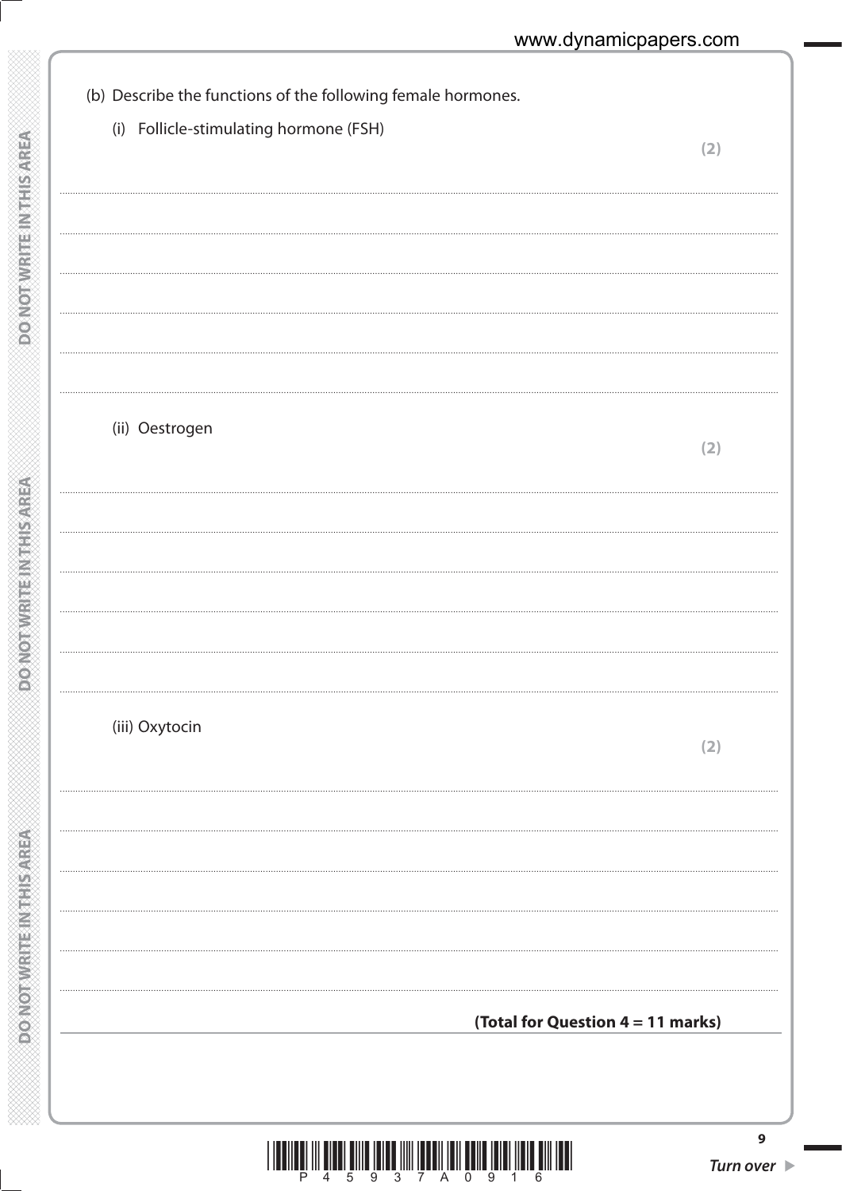(b) Describe the functions of the following female hormones.

(i) Follicle-stimulating hormone (FSH)
**(2)**

..............................................................................................................................................

..............................................................................................................................................

..............................................................................................................................................

..............................................................................................................................................

..............................................................................................................................................

(ii) Oestrogen
**(2)**

..............................................................................................................................................

..............................................................................................................................................

..............................................................................................................................................

..............................................................................................................................................

..............................................................................................................................................

(iii) Oxytocin
**(2)**

..............................................................................................................................................

..............................................................................................................................................

..............................................................................................................................................

..............................................................................................................................................

..............................................................................................................................................

**(Total for Question 4 = 11 marks)**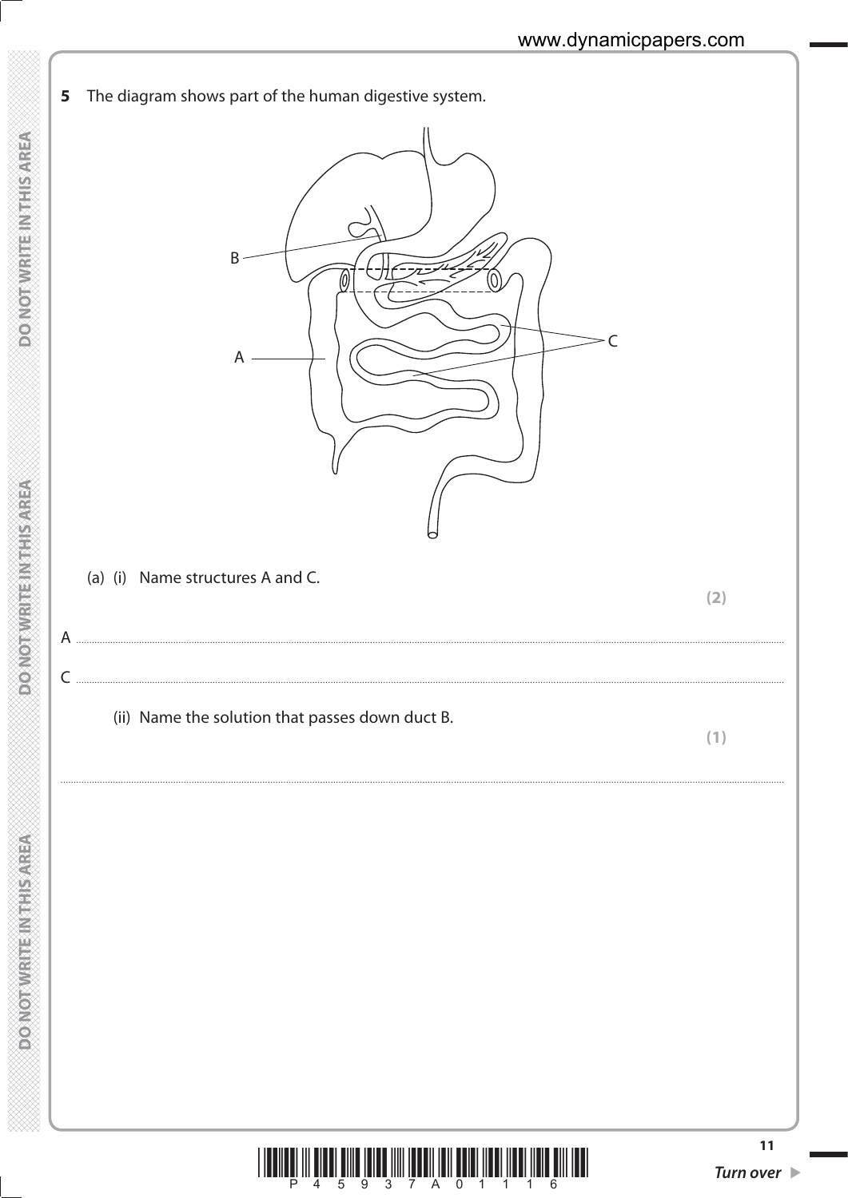**5** The diagram shows part of the human digestive system.

B

A

C

(a) (i) Name structures A and C.

**(2)**

A ..........................................................................................................................................................................................

C ..........................................................................................................................................................................................

(ii) Name the solution that passes down duct B.

**(1)**

..........................................................................................................................................................................................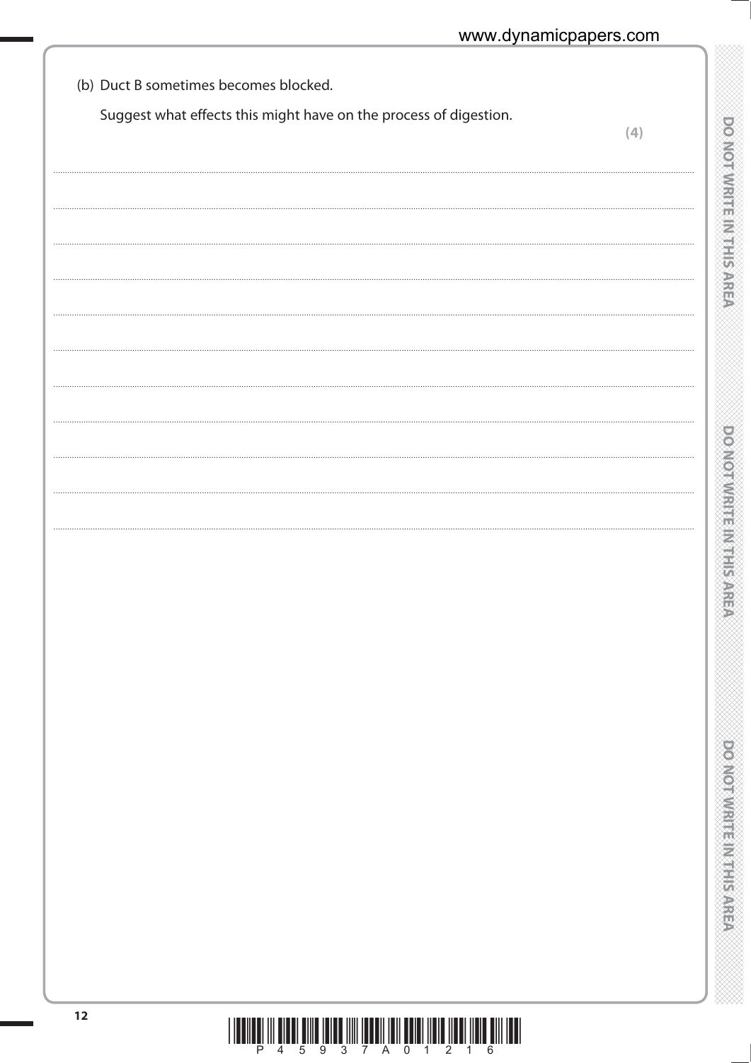(b) Duct B sometimes becomes blocked.

Suggest what effects this might have on the process of digestion.

**(4)**

.......................................................................................................................................................

.......................................................................................................................................................

.......................................................................................................................................................

.......................................................................................................................................................

.......................................................................................................................................................

.......................................................................................................................................................

.......................................................................................................................................................

.......................................................................................................................................................

.......................................................................................................................................................

.......................................................................................................................................................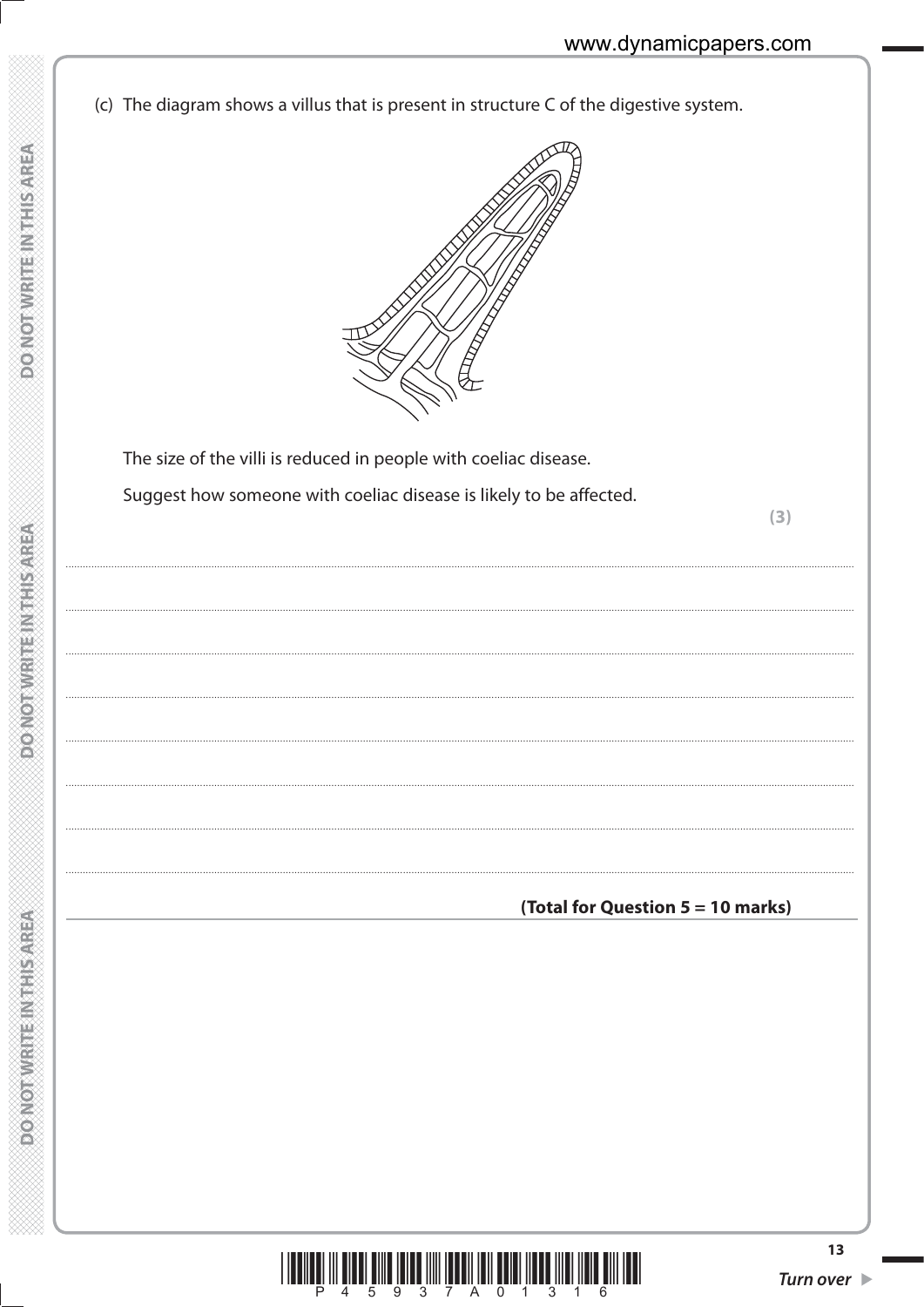(c) The diagram shows a villus that is present in structure C of the digestive system.

The size of the villi is reduced in people with coeliac disease.

Suggest how someone with coeliac disease is likely to be affected.

**(3)**

....................................................................................................................................................................................................................................................................................

....................................................................................................................................................................................................................................................................................

....................................................................................................................................................................................................................................................................................

....................................................................................................................................................................................................................................................................................

....................................................................................................................................................................................................................................................................................

....................................................................................................................................................................................................................................................................................

....................................................................................................................................................................................................................................................................................

**(Total for Question 5 = 10 marks)**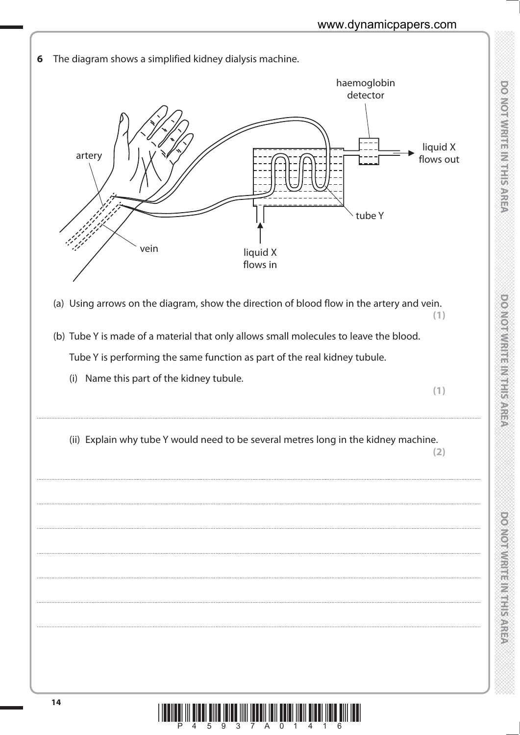**6** The diagram shows a simplified kidney dialysis machine.

haemoglobin detector

artery

liquid X flows out

tube Y

vein

liquid X flows in

(a) Using arrows on the diagram, show the direction of blood flow in the artery and vein. **(1)**

(b) Tube Y is made of a material that only allows small molecules to leave the blood.

Tube Y is performing the same function as part of the real kidney tubule.

(i) Name this part of the kidney tubule. **(1)**

..................................................................................................................................................................................................................................................................................

(ii) Explain why tube Y would need to be several metres long in the kidney machine. **(2)**

..................................................................................................................................................................................................................................................................................

..................................................................................................................................................................................................................................................................................

..................................................................................................................................................................................................................................................................................

..................................................................................................................................................................................................................................................................................

..................................................................................................................................................................................................................................................................................

..................................................................................................................................................................................................................................................................................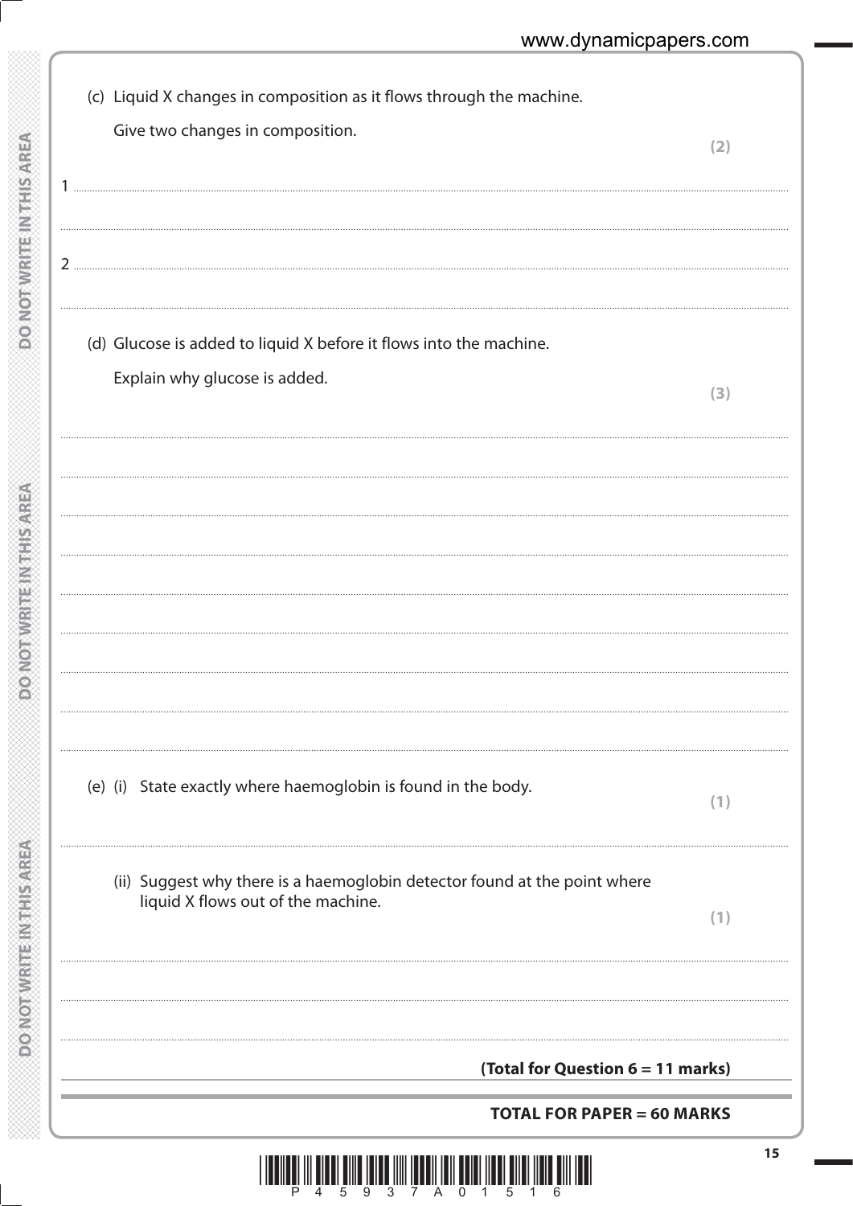(c) Liquid X changes in composition as it flows through the machine.

Give two changes in composition. **(2)**

1 ..............................................................................................................................................

..............................................................................................................................................

2 ..............................................................................................................................................

..............................................................................................................................................

(d) Glucose is added to liquid X before it flows into the machine.

Explain why glucose is added. **(3)**

..............................................................................................................................................

..............................................................................................................................................

..............................................................................................................................................

..............................................................................................................................................

..............................................................................................................................................

..............................................................................................................................................

..............................................................................................................................................

..............................................................................................................................................

(e) (i) State exactly where haemoglobin is found in the body. **(1)**

..............................................................................................................................................

(ii) Suggest why there is a haemoglobin detector found at the point where liquid X flows out of the machine. **(1)**

..............................................................................................................................................

..............................................................................................................................................

..............................................................................................................................................

**(Total for Question 6 = 11 marks)**

**TOTAL FOR PAPER = 60 MARKS**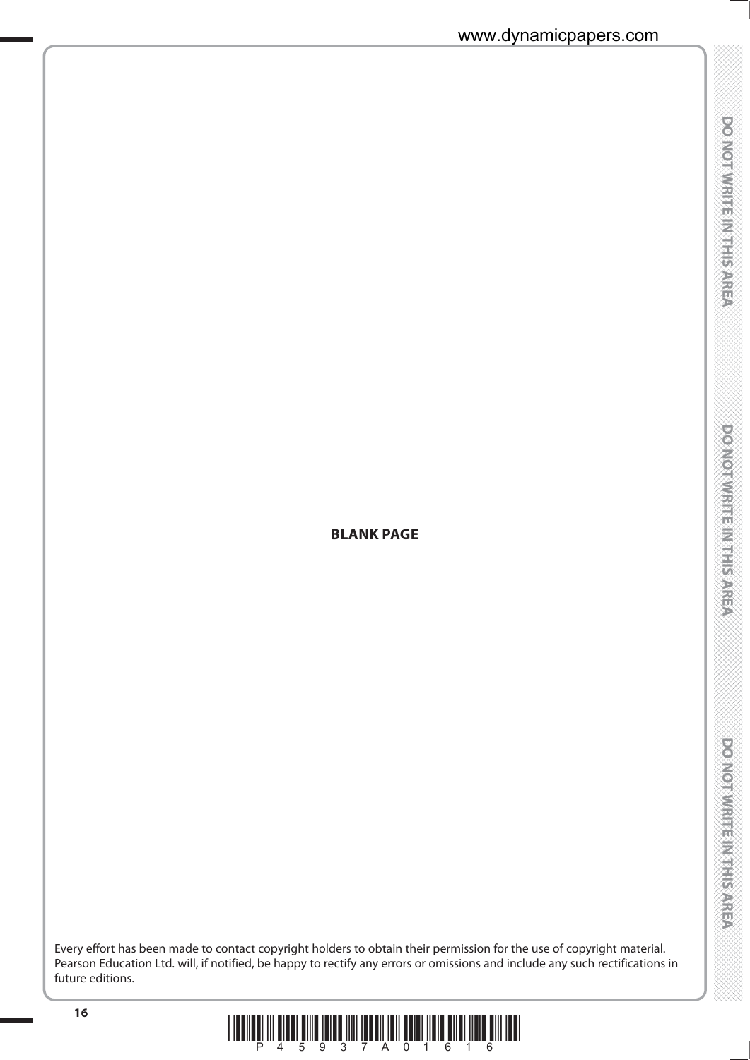**BLANK PAGE**

Every effort has been made to contact copyright holders to obtain their permission for the use of copyright material. Pearson Education Ltd. will, if notified, be happy to rectify any errors or omissions and include any such rectifications in future editions.